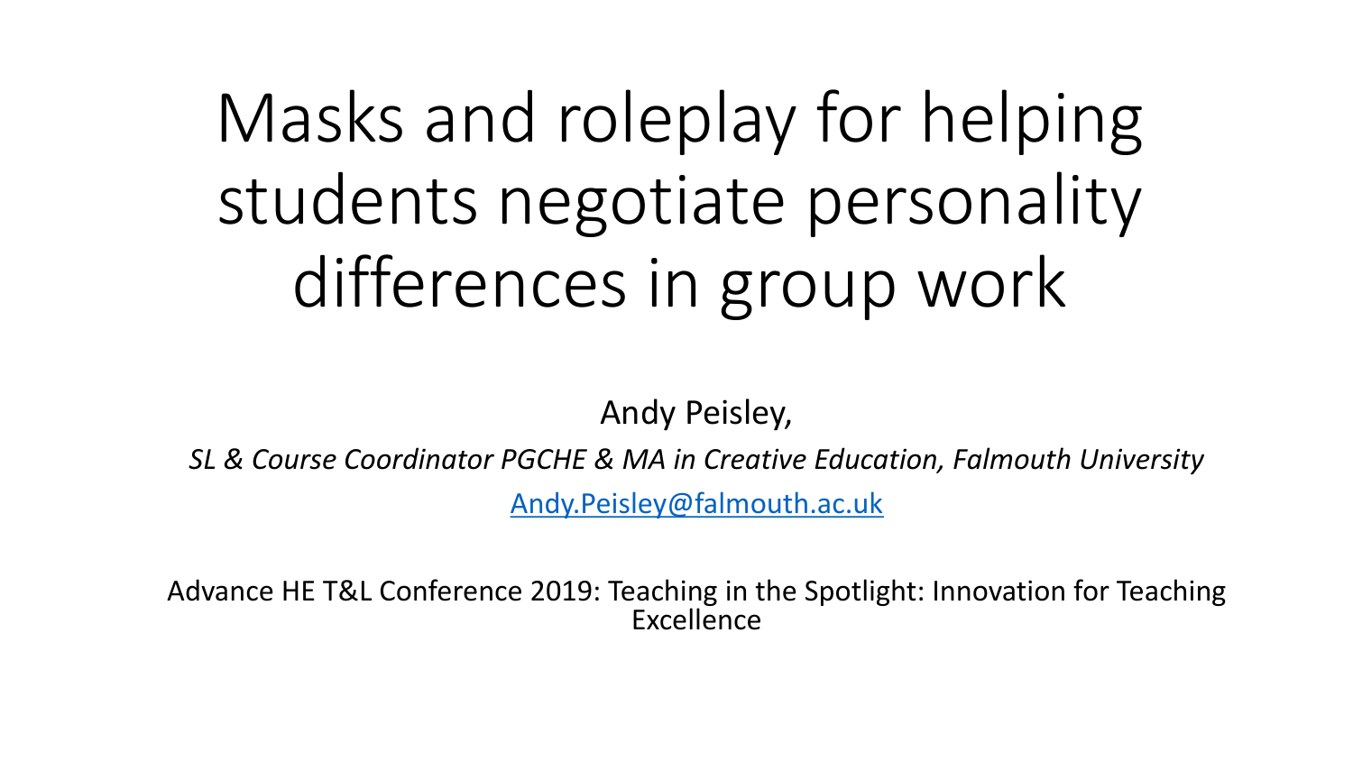# Masks and roleplay for helping students negotiate personality differences in group work

Andy Peisley,

*SL & Course Coordinator PGCHE & MA in Creative Education, Falmouth University*

[Andy.Peisley@falmouth.ac.uk](mailto:Andy.Peisley@falmouth.ac.uk)

Advance HE T&L Conference 2019: Teaching in the Spotlight: Innovation for Teaching Excellence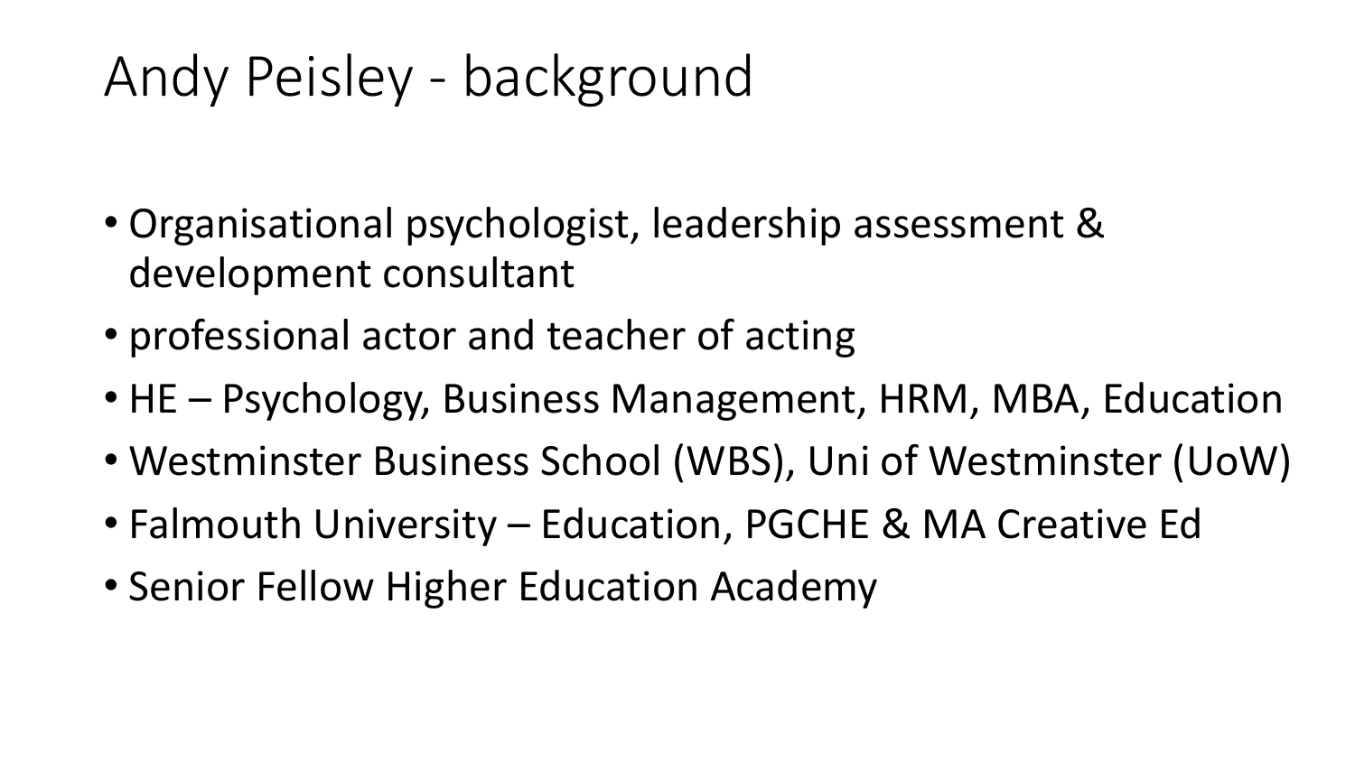# Andy Peisley - background

- Organisational psychologist, leadership assessment & development consultant
- professional actor and teacher of acting
- HE – Psychology, Business Management, HRM, MBA, Education
- Westminster Business School (WBS), Uni of Westminster (UoW)
- Falmouth University – Education, PGCHE & MA Creative Ed
- Senior Fellow Higher Education Academy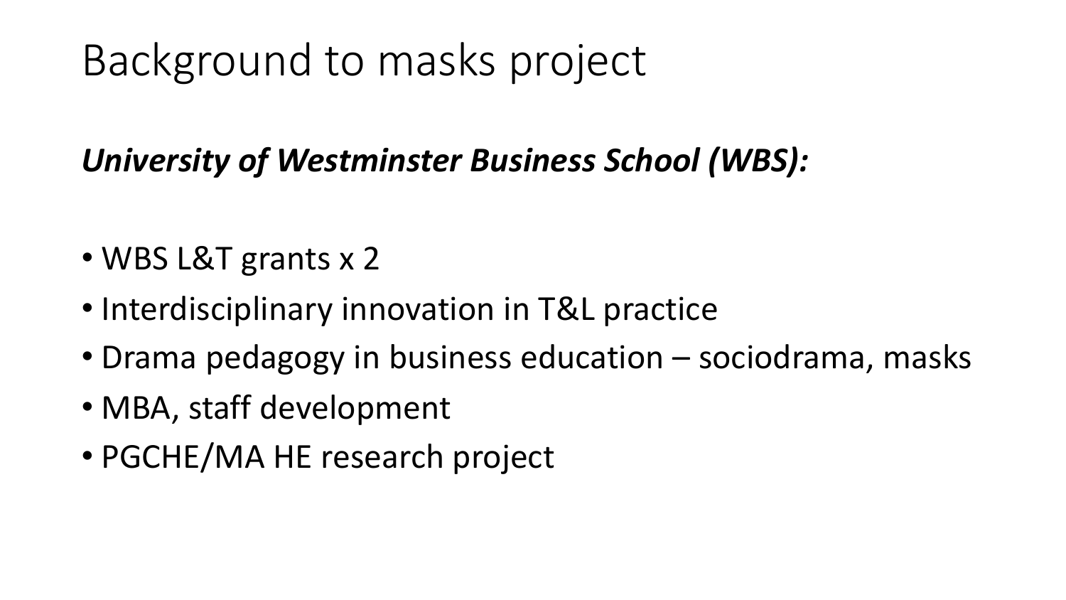# Background to masks project

***University of Westminster Business School (WBS):***

- WBS L&T grants x 2
- Interdisciplinary innovation in T&L practice
- Drama pedagogy in business education – sociodrama, masks
- MBA, staff development
- PGCHE/MA HE research project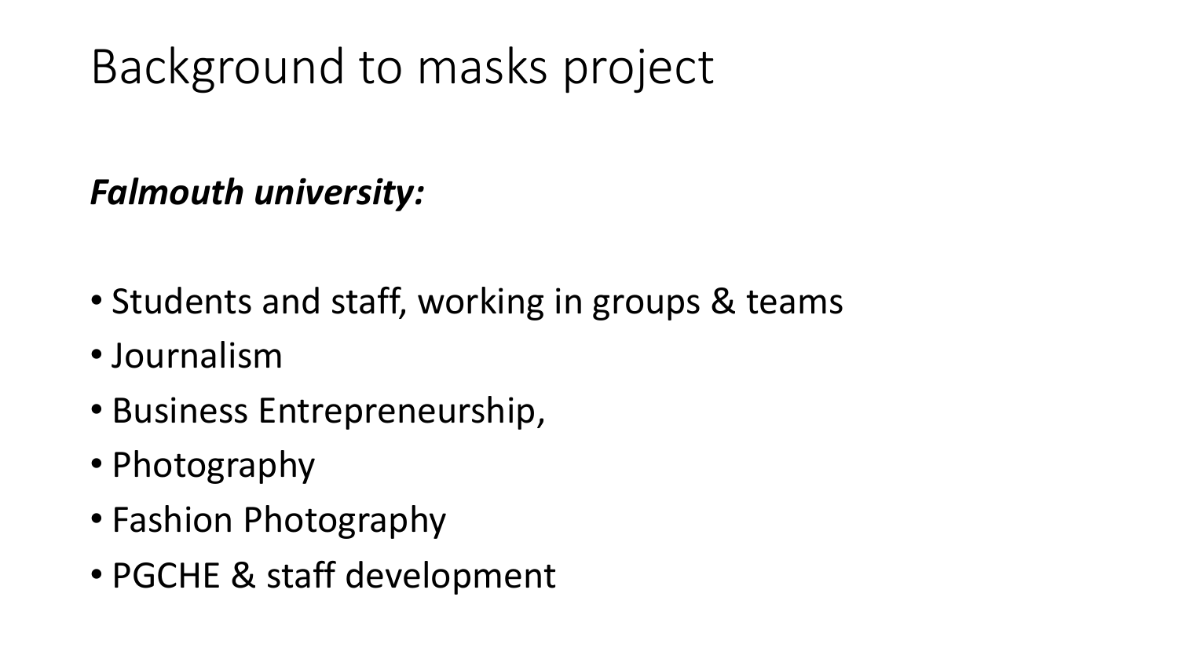# Background to masks project

***Falmouth university:***

- Students and staff, working in groups & teams
- Journalism
- Business Entrepreneurship,
- Photography
- Fashion Photography
- PGCHE & staff development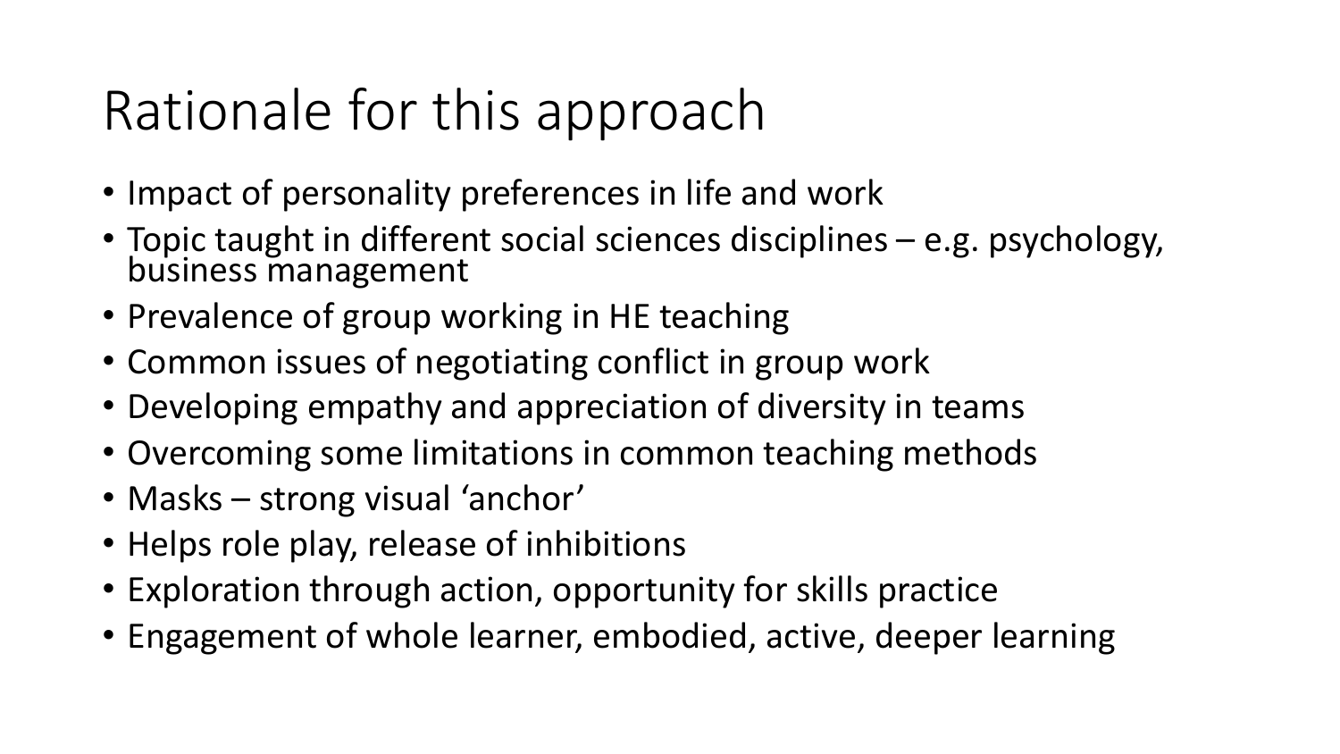# Rationale for this approach

- Impact of personality preferences in life and work
- Topic taught in different social sciences disciplines – e.g. psychology, business management
- Prevalence of group working in HE teaching
- Common issues of negotiating conflict in group work
- Developing empathy and appreciation of diversity in teams
- Overcoming some limitations in common teaching methods
- Masks – strong visual 'anchor'
- Helps role play, release of inhibitions
- Exploration through action, opportunity for skills practice
- Engagement of whole learner, embodied, active, deeper learning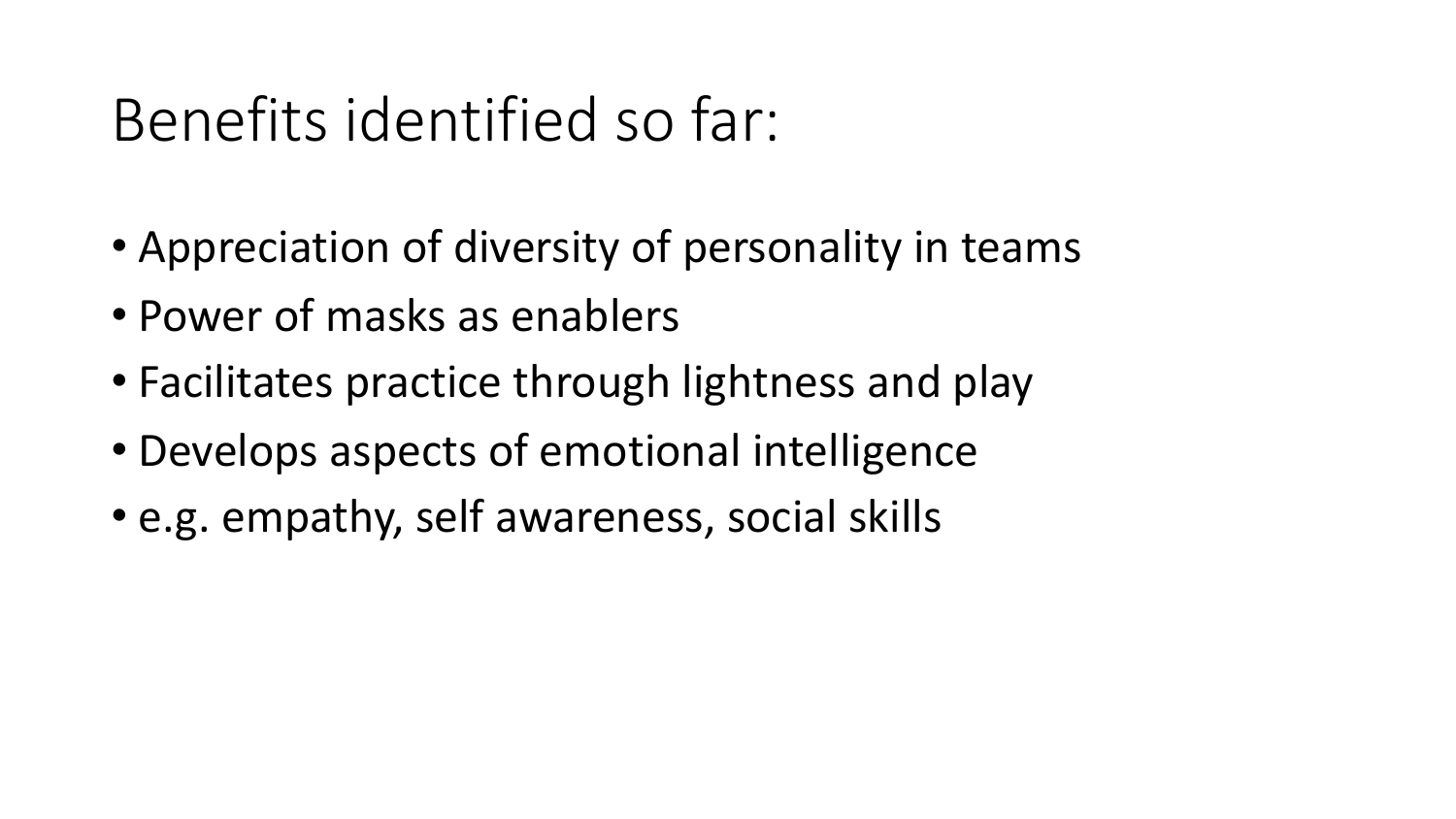# Benefits identified so far:

- Appreciation of diversity of personality in teams
- Power of masks as enablers
- Facilitates practice through lightness and play
- Develops aspects of emotional intelligence
- e.g. empathy, self awareness, social skills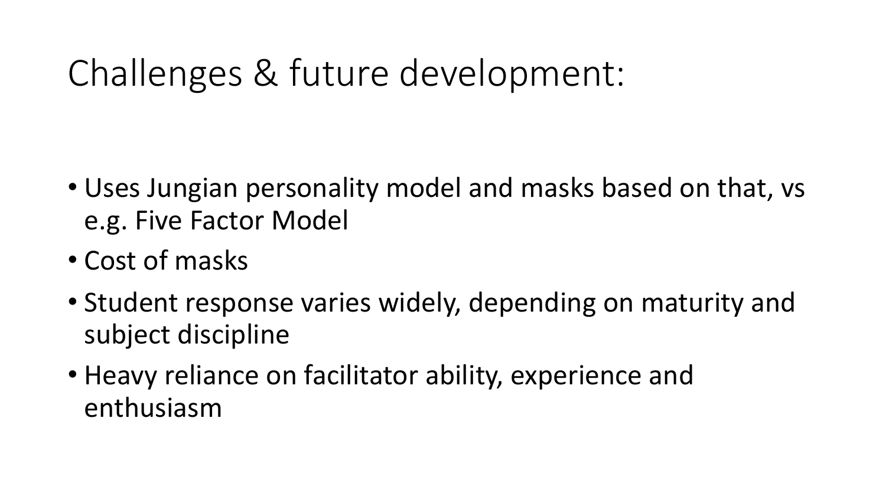# Challenges & future development:

- Uses Jungian personality model and masks based on that, vs e.g. Five Factor Model
- Cost of masks
- Student response varies widely, depending on maturity and subject discipline
- Heavy reliance on facilitator ability, experience and enthusiasm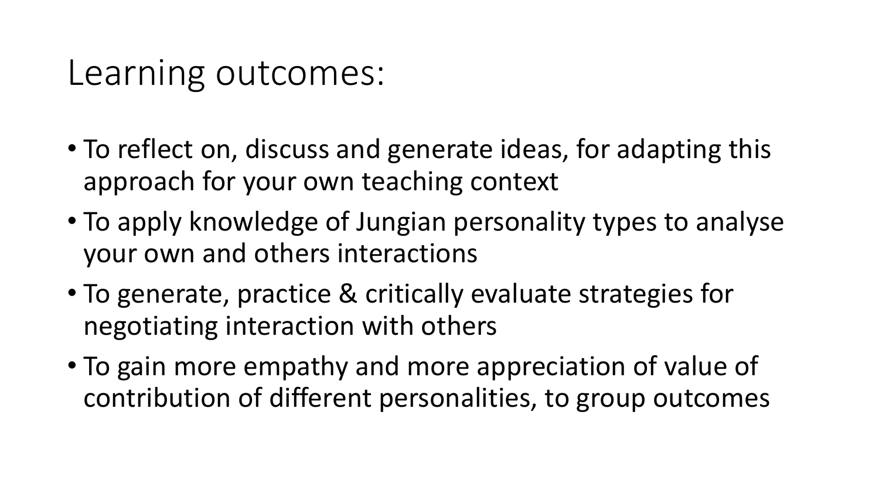# Learning outcomes:

- To reflect on, discuss and generate ideas, for adapting this approach for your own teaching context
- To apply knowledge of Jungian personality types to analyse your own and others interactions
- To generate, practice & critically evaluate strategies for negotiating interaction with others
- To gain more empathy and more appreciation of value of contribution of different personalities, to group outcomes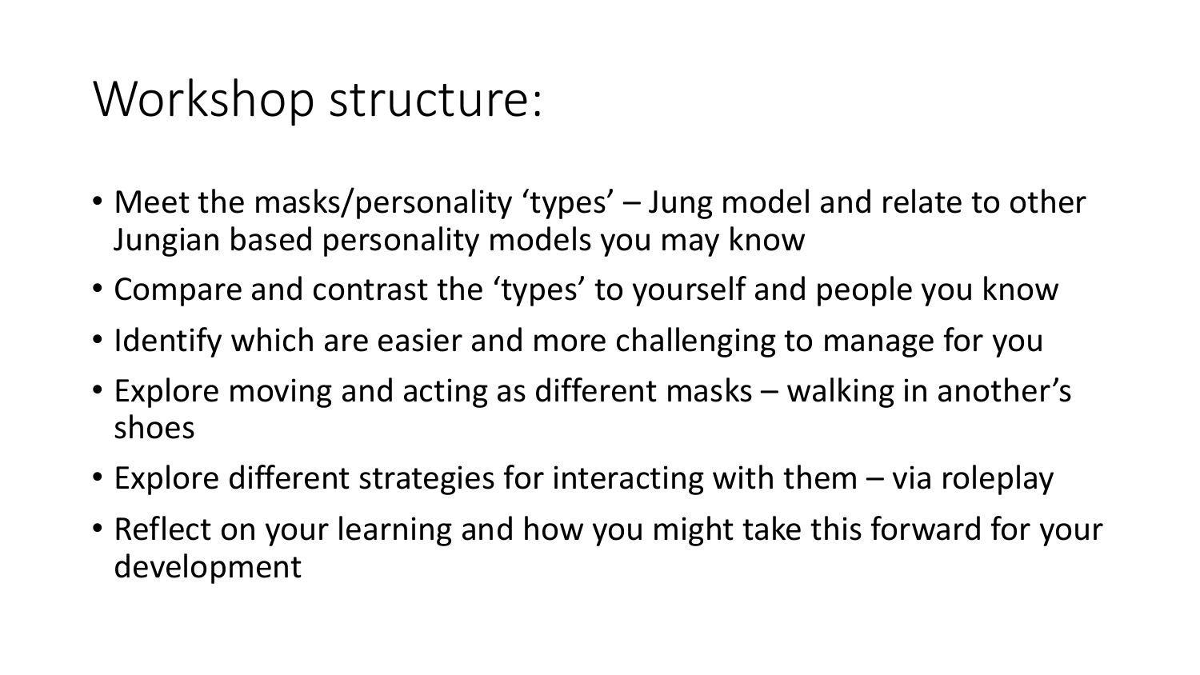# Workshop structure:

- Meet the masks/personality ‘types’ – Jung model and relate to other Jungian based personality models you may know
- Compare and contrast the ‘types’ to yourself and people you know
- Identify which are easier and more challenging to manage for you
- Explore moving and acting as different masks – walking in another’s shoes
- Explore different strategies for interacting with them – via roleplay
- Reflect on your learning and how you might take this forward for your development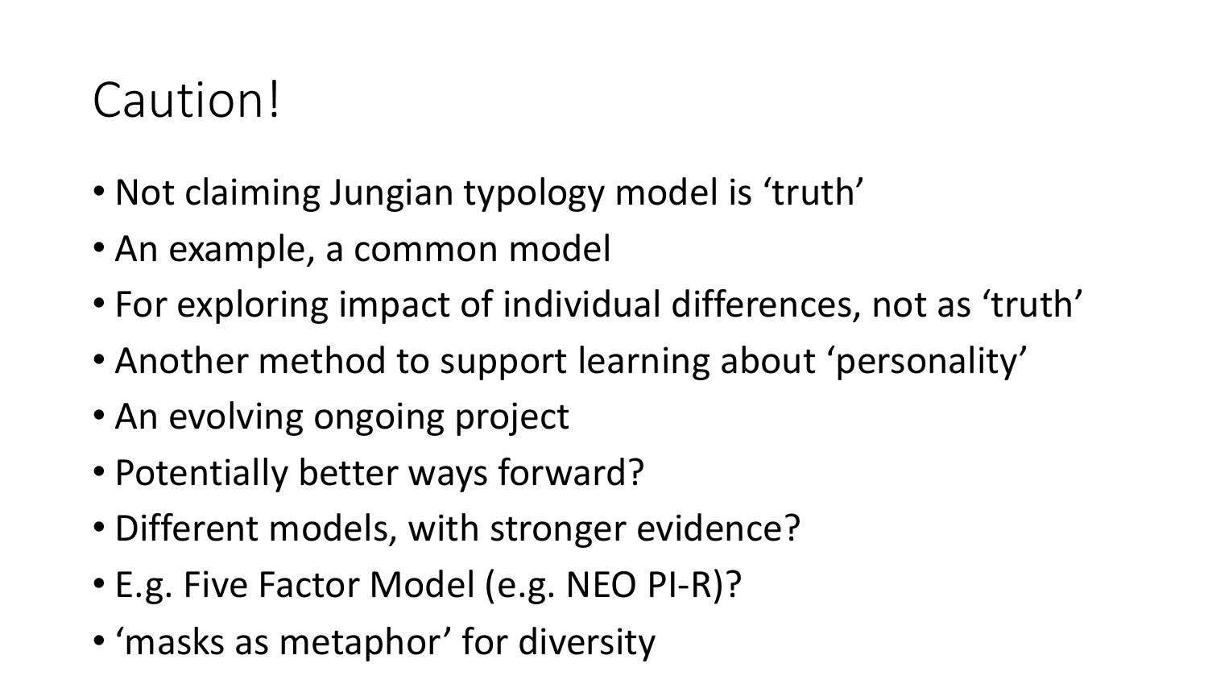# Caution!

- Not claiming Jungian typology model is 'truth'
- An example, a common model
- For exploring impact of individual differences, not as 'truth'
- Another method to support learning about 'personality'
- An evolving ongoing project
- Potentially better ways forward?
- Different models, with stronger evidence?
- E.g. Five Factor Model (e.g. NEO PI-R)?
- 'masks as metaphor' for diversity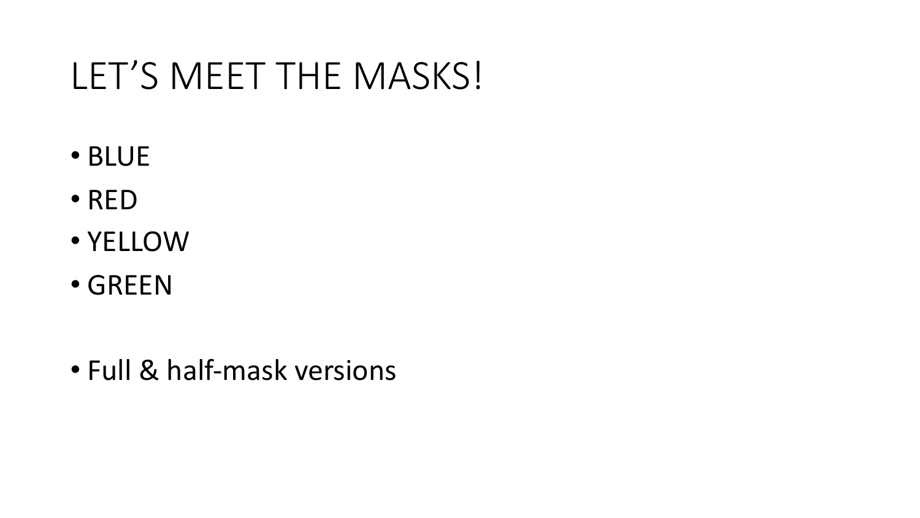# LET’S MEET THE MASKS!

- BLUE
- RED
- YELLOW
- GREEN

- Full & half-mask versions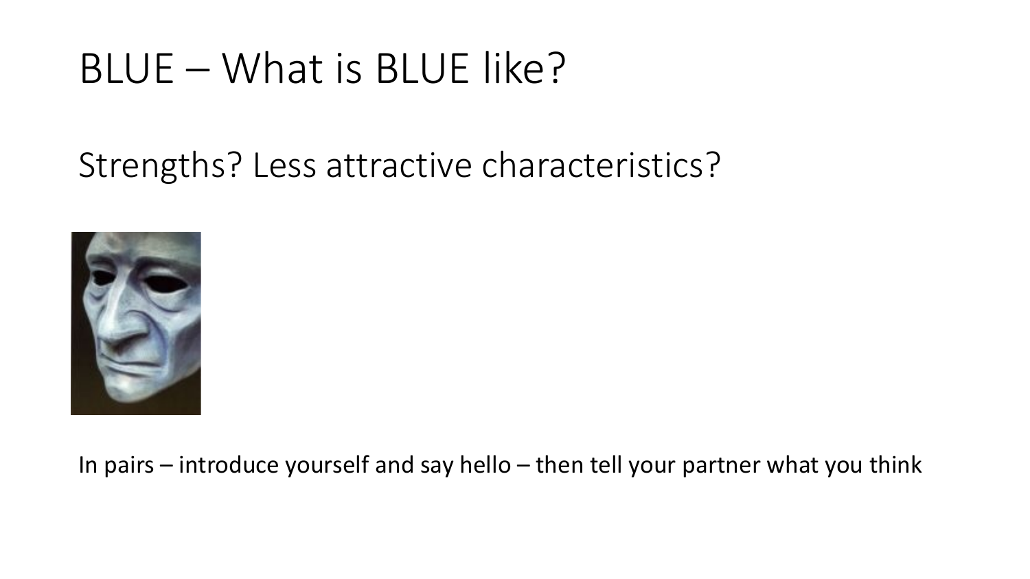# BLUE – What is BLUE like?

Strengths? Less attractive characteristics?

In pairs – introduce yourself and say hello – then tell your partner what you think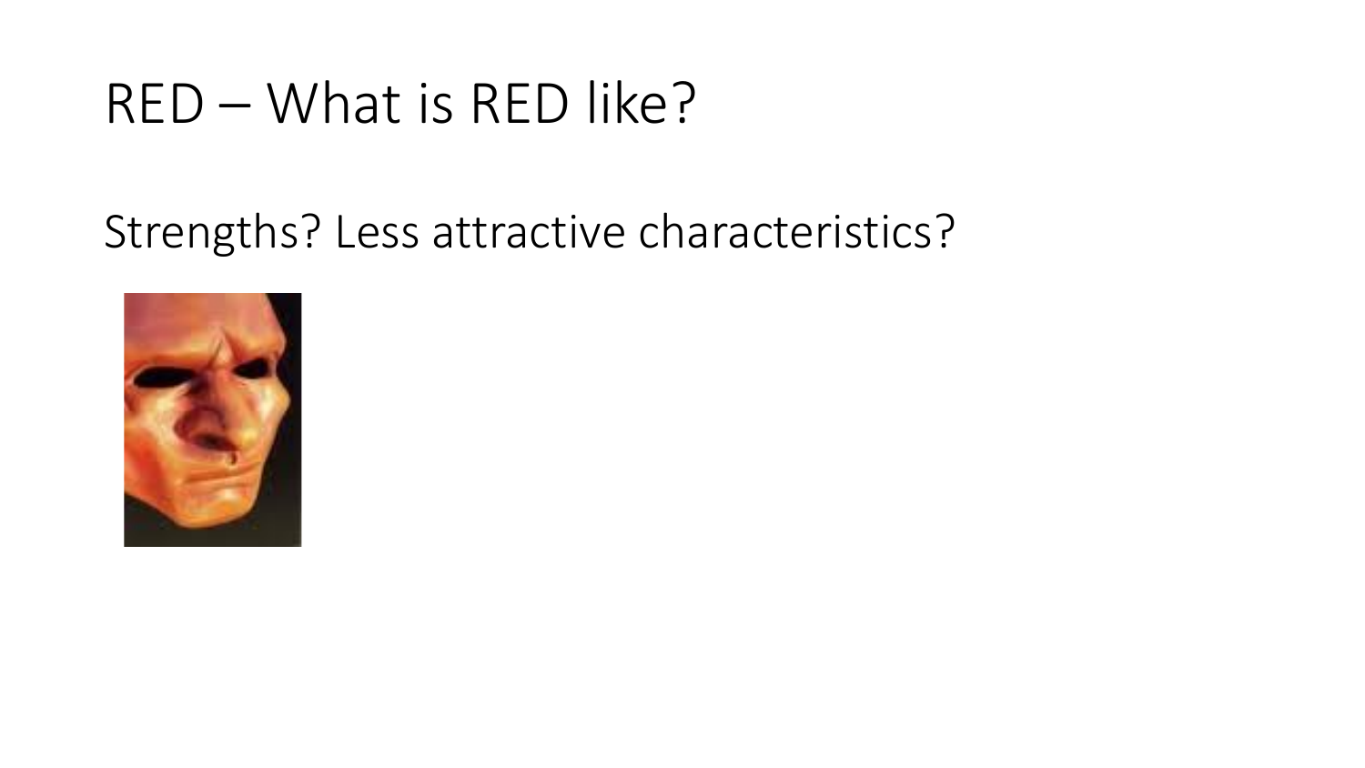# RED – What is RED like?

Strengths? Less attractive characteristics?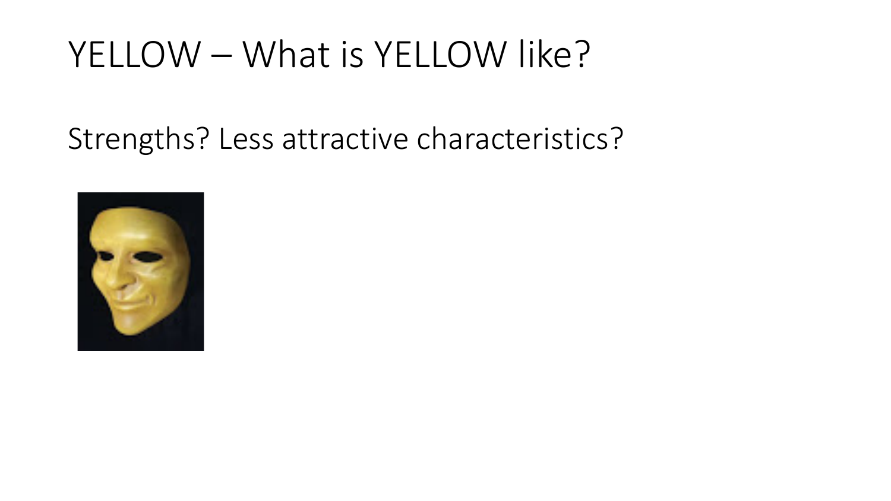# YELLOW – What is YELLOW like?

Strengths? Less attractive characteristics?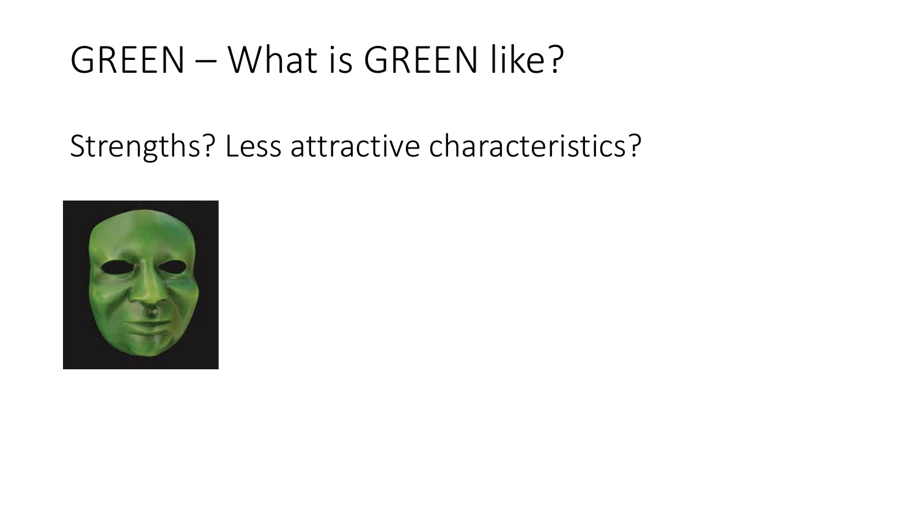# GREEN – What is GREEN like?

Strengths? Less attractive characteristics?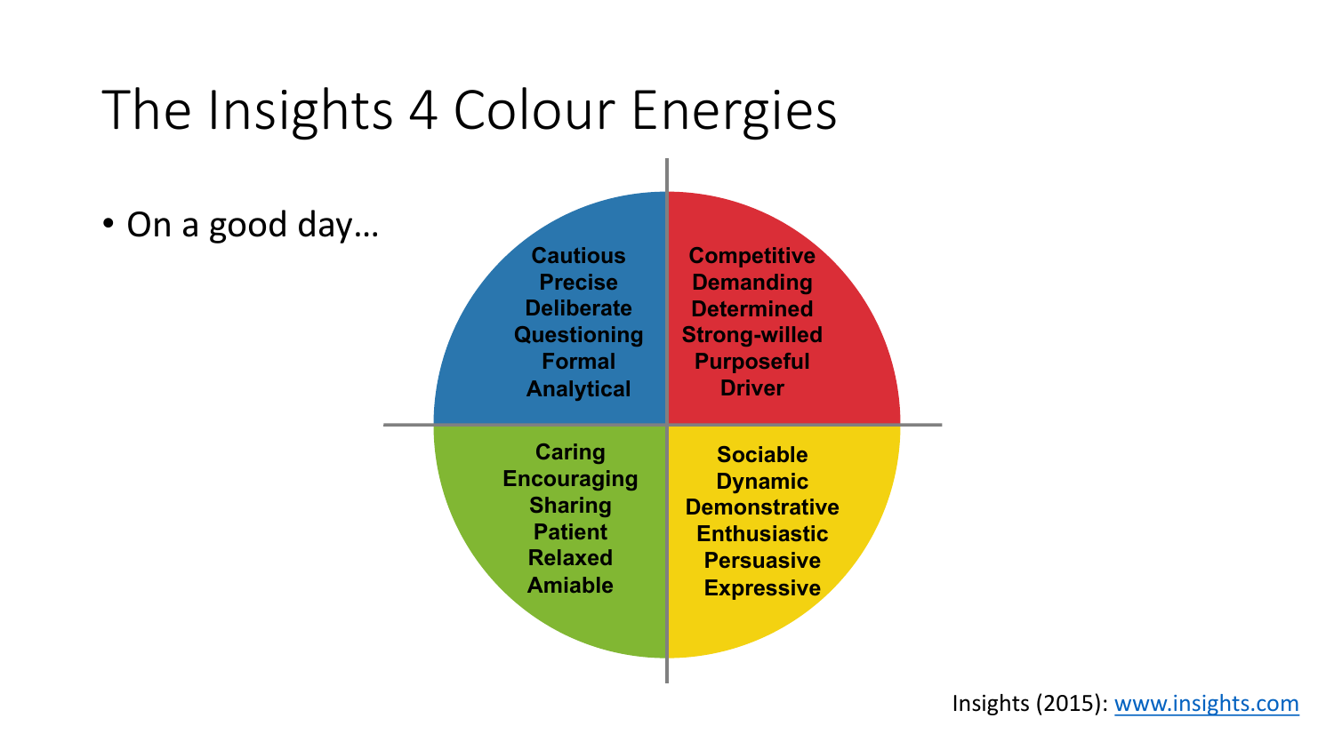# The Insights 4 Colour Energies

- On a good day…

**Cautious**
**Precise**
**Deliberate**
**Questioning**
**Formal**
**Analytical**

**Competitive**
**Demanding**
**Determined**
**Strong-willed**
**Purposeful**
**Driver**

**Caring**
**Encouraging**
**Sharing**
**Patient**
**Relaxed**
**Amiable**

**Sociable**
**Dynamic**
**Demonstrative**
**Enthusiastic**
**Persuasive**
**Expressive**

Insights (2015): www.insights.com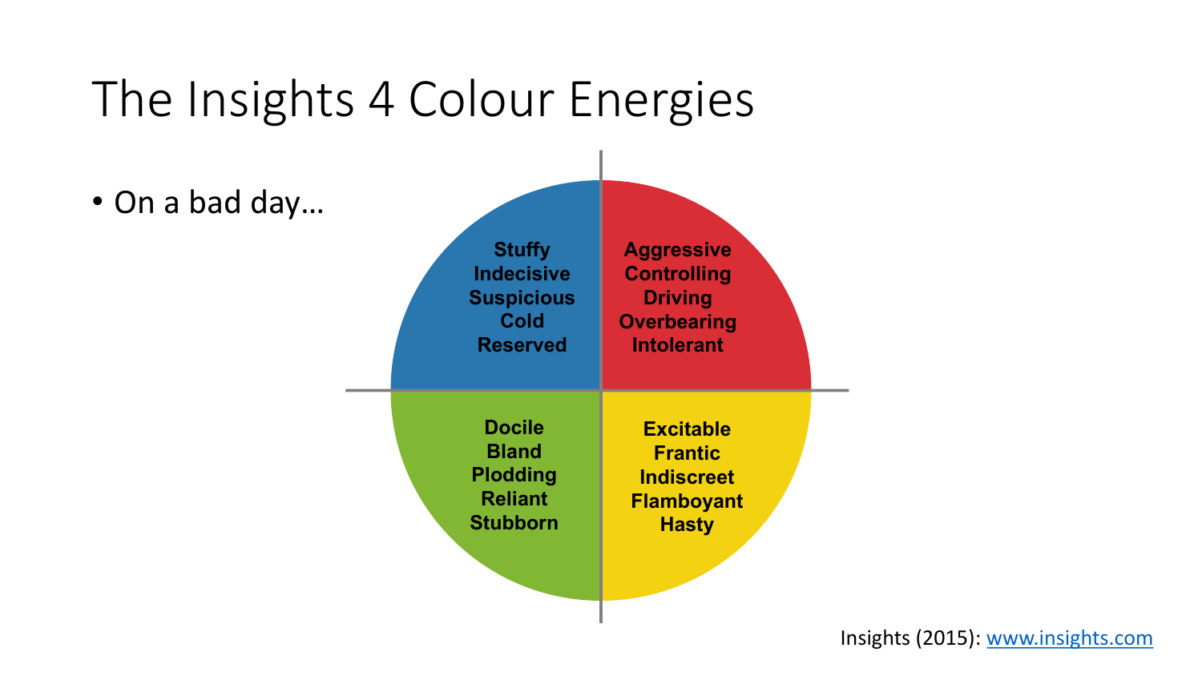# The Insights 4 Colour Energies

- On a bad day…

| Blue | Red |
| --- | --- |
| Stuffy<br>Indecisive<br>Suspicious<br>Cold<br>Reserved | Aggressive<br>Controlling<br>Driving<br>Overbearing<br>Intolerant |
| **Green** | **Yellow** |
| Docile<br>Bland<br>Plodding<br>Reliant<br>Stubborn | Excitable<br>Frantic<br>Indiscreet<br>Flamboyant<br>Hasty |

Insights (2015): www.insights.com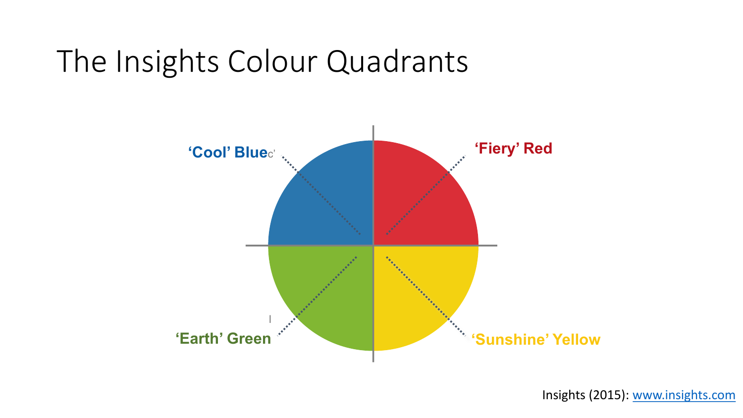# The Insights Colour Quadrants

'Cool' Blue

'Fiery' Red

'Earth' Green

'Sunshine' Yellow

Insights (2015): [www.insights.com](www.insights.com)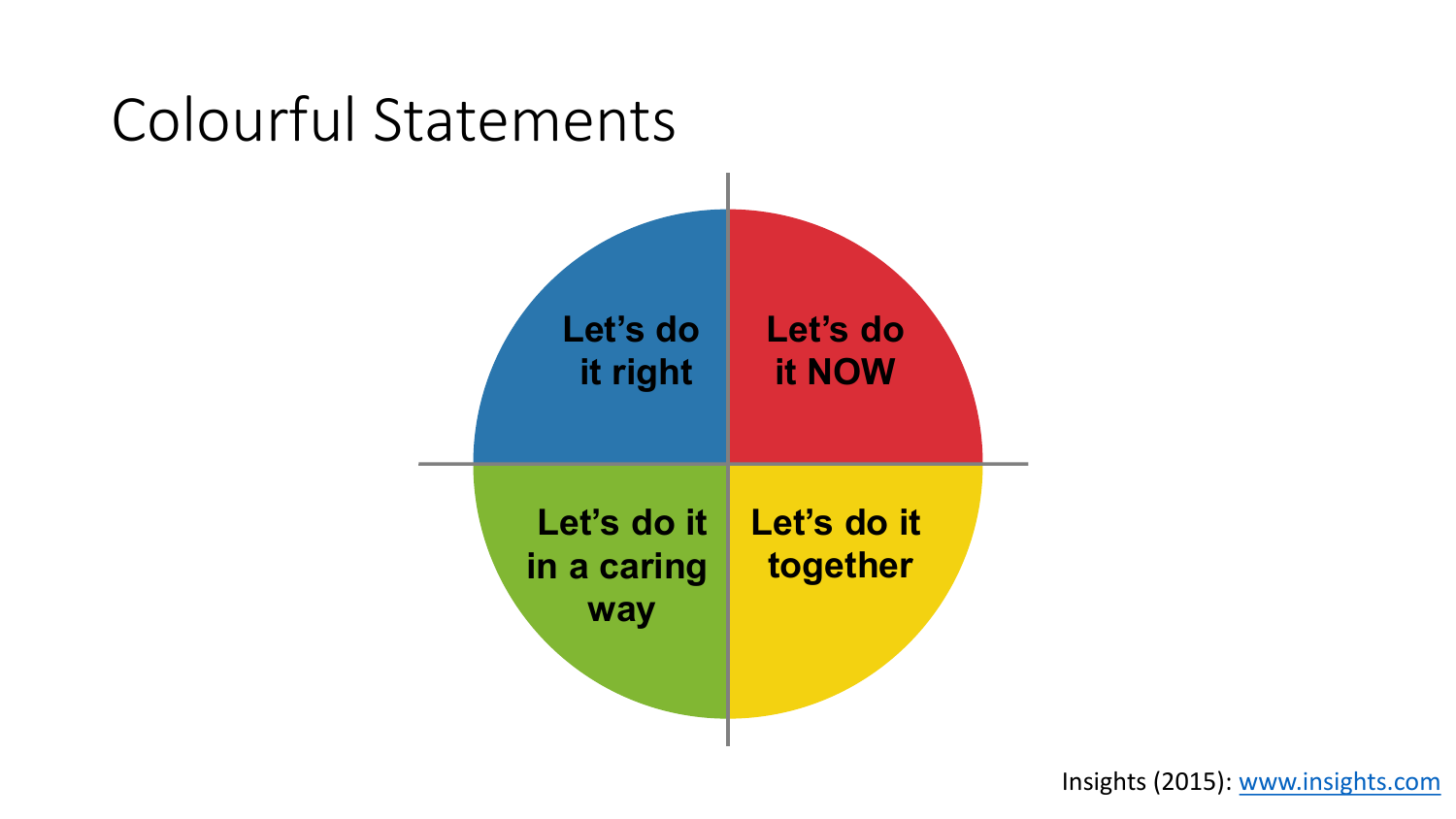# Colourful Statements

Let's do it right

Let's do it NOW

Let's do it in a caring way

Let's do it together

Insights (2015): www.insights.com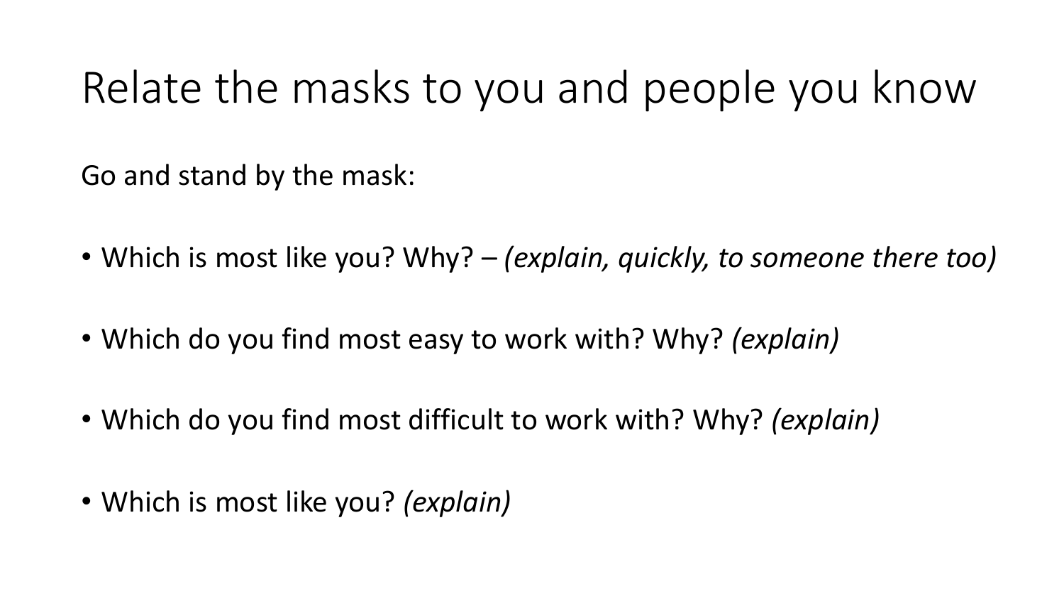# Relate the masks to you and people you know

Go and stand by the mask:

- Which is most like you? Why? – *(explain, quickly, to someone there too)*
- Which do you find most easy to work with? Why? *(explain)*
- Which do you find most difficult to work with? Why? *(explain)*
- Which is most like you? *(explain)*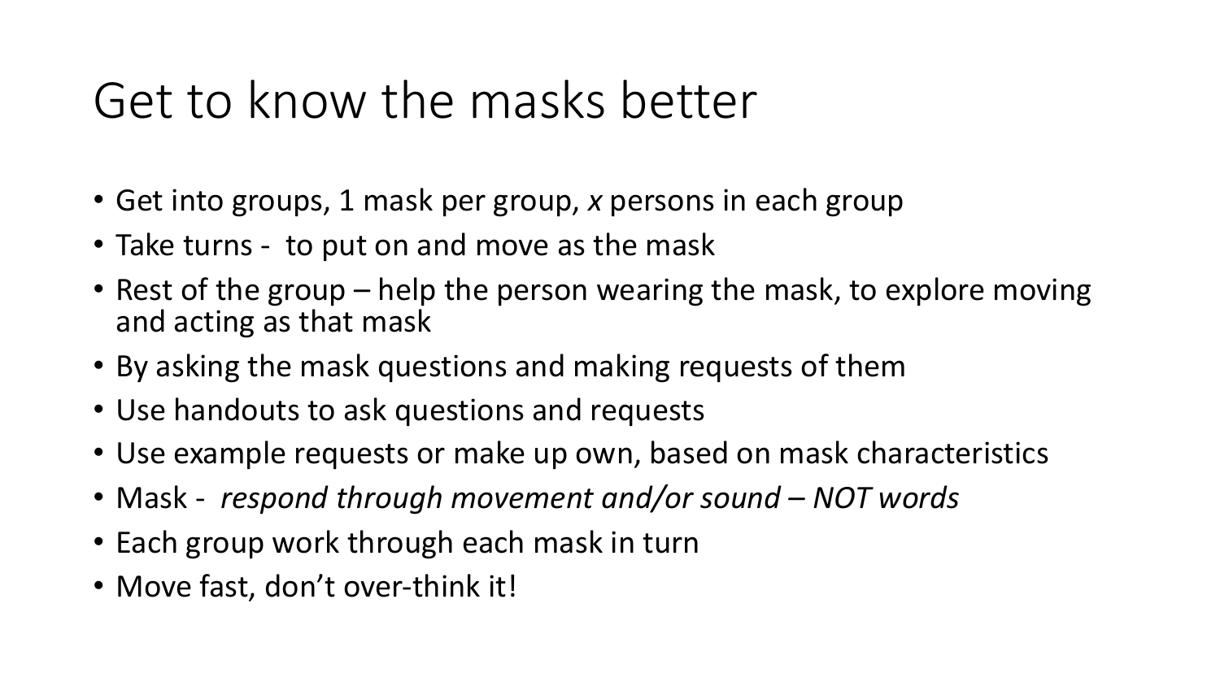# Get to know the masks better

- Get into groups, 1 mask per group, *x* persons in each group
- Take turns - to put on and move as the mask
- Rest of the group – help the person wearing the mask, to explore moving and acting as that mask
- By asking the mask questions and making requests of them
- Use handouts to ask questions and requests
- Use example requests or make up own, based on mask characteristics
- Mask - *respond through movement and/or sound – NOT words*
- Each group work through each mask in turn
- Move fast, don't over-think it!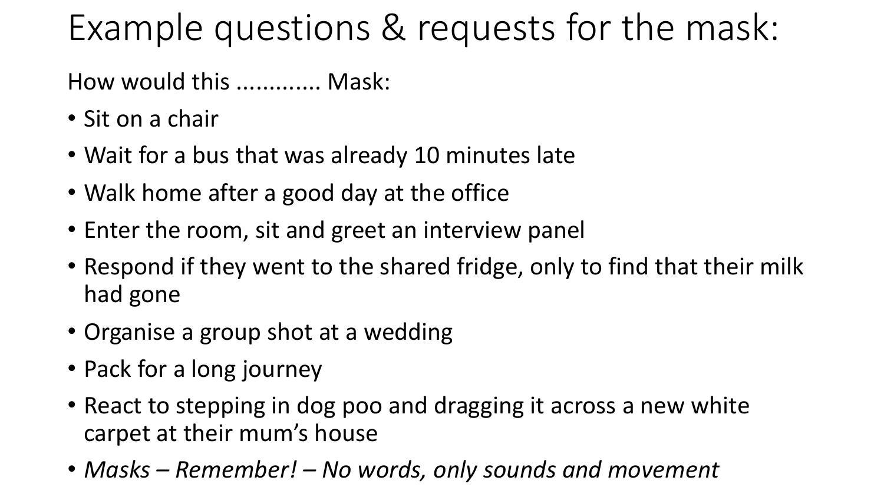# Example questions & requests for the mask:

How would this ............ Mask:

- Sit on a chair
- Wait for a bus that was already 10 minutes late
- Walk home after a good day at the office
- Enter the room, sit and greet an interview panel
- Respond if they went to the shared fridge, only to find that their milk had gone
- Organise a group shot at a wedding
- Pack for a long journey
- React to stepping in dog poo and dragging it across a new white carpet at their mum's house
- *Masks – Remember! – No words, only sounds and movement*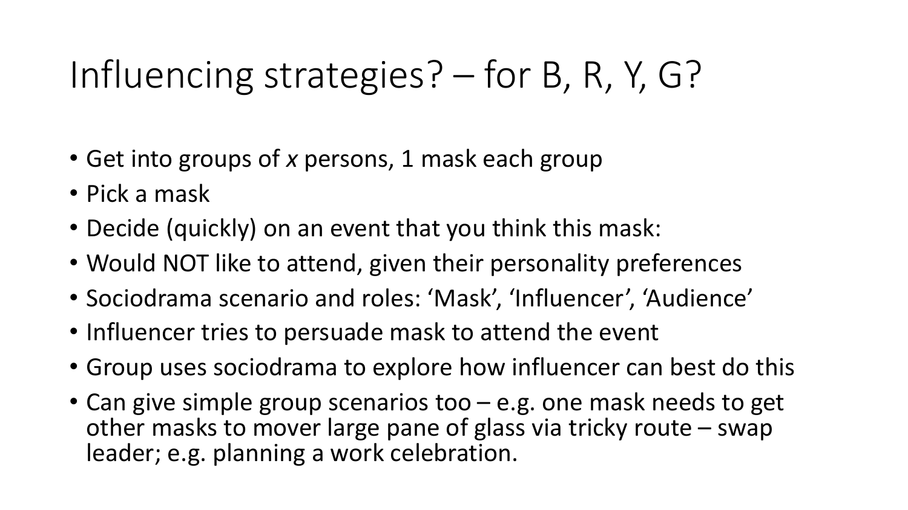# Influencing strategies? – for B, R, Y, G?

- Get into groups of *x* persons, 1 mask each group
- Pick a mask
- Decide (quickly) on an event that you think this mask:
- Would NOT like to attend, given their personality preferences
- Sociodrama scenario and roles: 'Mask', 'Influencer', 'Audience'
- Influencer tries to persuade mask to attend the event
- Group uses sociodrama to explore how influencer can best do this
- Can give simple group scenarios too – e.g. one mask needs to get other masks to mover large pane of glass via tricky route – swap leader; e.g. planning a work celebration.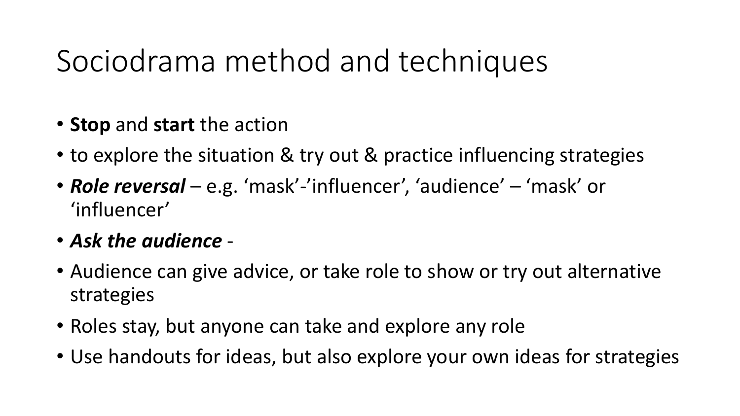# Sociodrama method and techniques

- **Stop** and **start** the action
- to explore the situation & try out & practice influencing strategies
- ***Role reversal*** – e.g. 'mask'-'influencer', 'audience' – 'mask' or 'influencer'
- ***Ask the audience*** -
- Audience can give advice, or take role to show or try out alternative strategies
- Roles stay, but anyone can take and explore any role
- Use handouts for ideas, but also explore your own ideas for strategies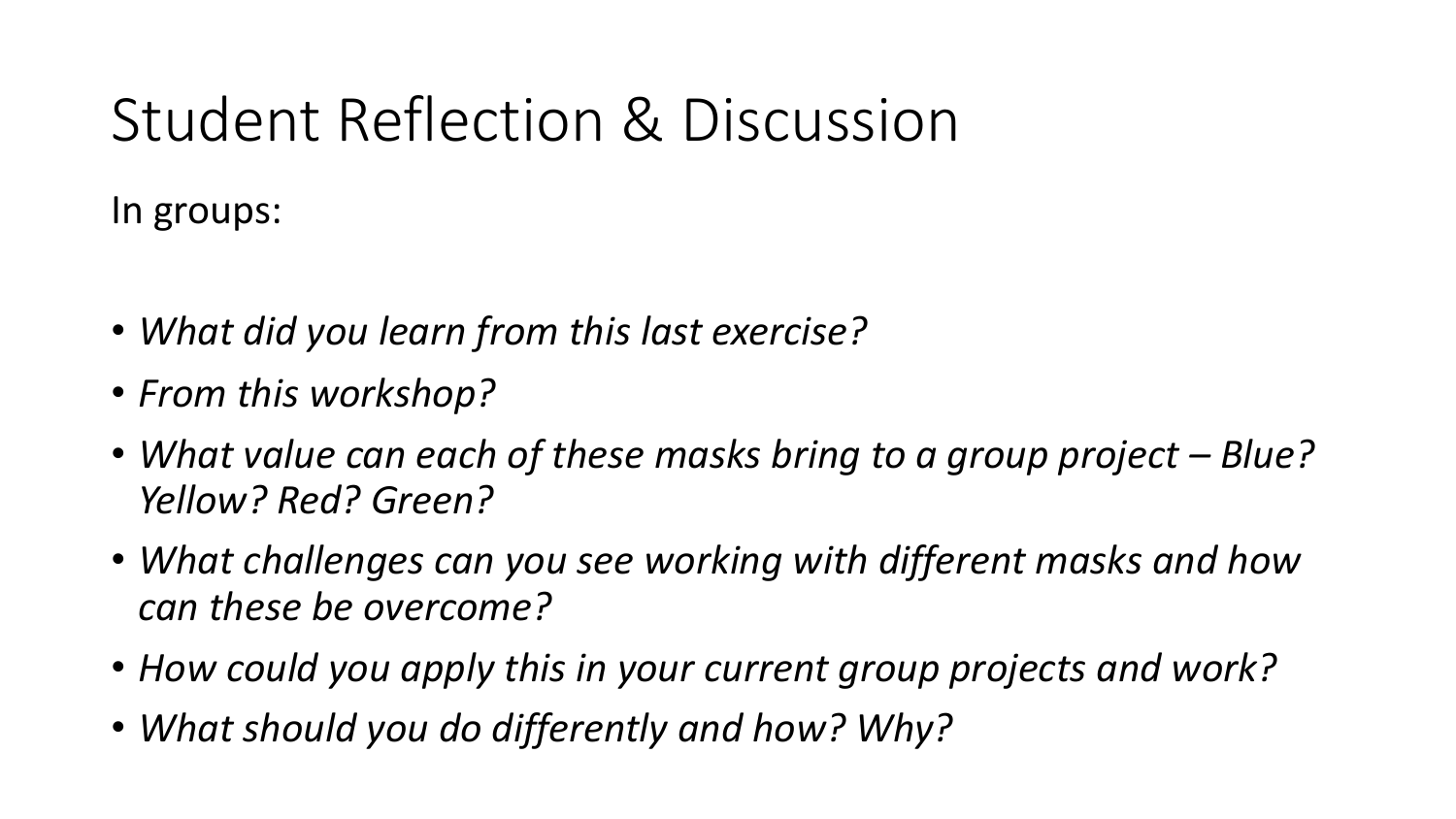# Student Reflection & Discussion

In groups:

- *What did you learn from this last exercise?*
- *From this workshop?*
- *What value can each of these masks bring to a group project – Blue? Yellow? Red? Green?*
- *What challenges can you see working with different masks and how can these be overcome?*
- *How could you apply this in your current group projects and work?*
- *What should you do differently and how? Why?*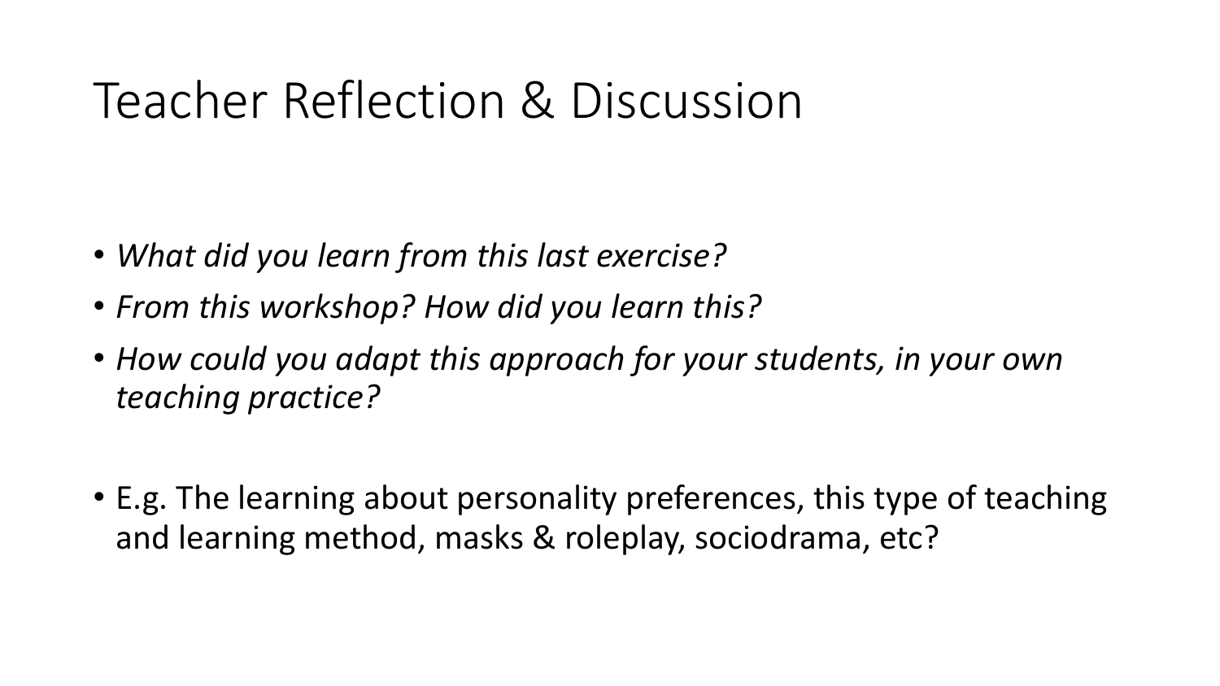# Teacher Reflection & Discussion

- *What did you learn from this last exercise?*
- *From this workshop? How did you learn this?*
- *How could you adapt this approach for your students, in your own teaching practice?*

- E.g. The learning about personality preferences, this type of teaching and learning method, masks & roleplay, sociodrama, etc?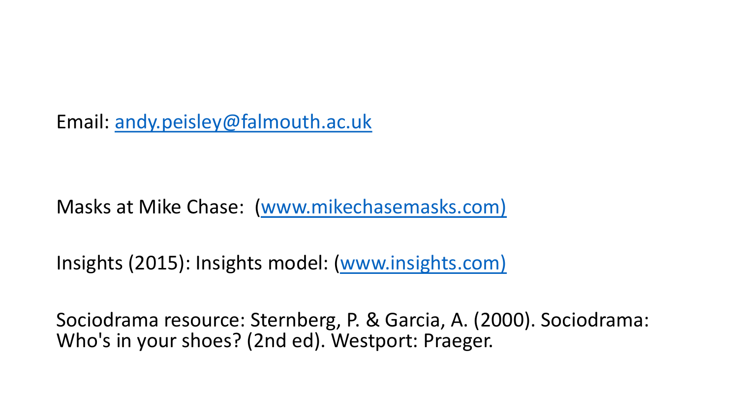Email: andy.peisley@falmouth.ac.uk

Masks at Mike Chase: (www.mikechasemasks.com)

Insights (2015): Insights model: (www.insights.com)

Sociodrama resource: Sternberg, P. & Garcia, A. (2000). Sociodrama: Who's in your shoes? (2nd ed). Westport: Praeger.